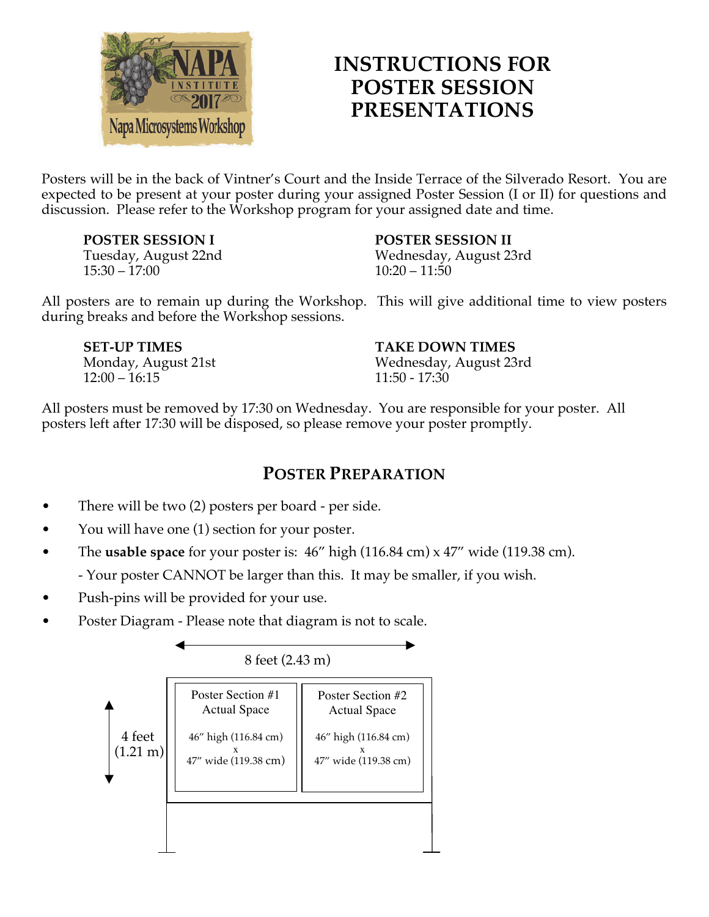NAPA INSTITUTE 2017
Napa Microsystems Workshop

# INSTRUCTIONS FOR POSTER SESSION PRESENTATIONS

Posters will be in the back of Vintner's Court and the Inside Terrace of the Silverado Resort. You are expected to be present at your poster during your assigned Poster Session (I or II) for questions and discussion. Please refer to the Workshop program for your assigned date and time.

**POSTER SESSION I**
Tuesday, August 22nd
15:30 – 17:00

**POSTER SESSION II**
Wednesday, August 23rd
10:20 – 11:50

All posters are to remain up during the Workshop. This will give additional time to view posters during breaks and before the Workshop sessions.

**SET-UP TIMES**
Monday, August 21st
12:00 – 16:15

**TAKE DOWN TIMES**
Wednesday, August 23rd
11:50 - 17:30

All posters must be removed by 17:30 on Wednesday. You are responsible for your poster. All posters left after 17:30 will be disposed, so please remove your poster promptly.

## Poster Preparation

- There will be two (2) posters per board - per side.
- You will have one (1) section for your poster.
- The **usable space** for your poster is: 46″ high (116.84 cm) x 47″ wide (119.38 cm).
  - Your poster CANNOT be larger than this. It may be smaller, if you wish.
- Push-pins will be provided for your use.
- Poster Diagram - Please note that diagram is not to scale.

8 feet (2.43 m)

4 feet (1.21 m)

Poster Section #1
Actual Space
46″ high (116.84 cm)
x
47″ wide (119.38 cm)

Poster Section #2
Actual Space
46″ high (116.84 cm)
x
47″ wide (119.38 cm)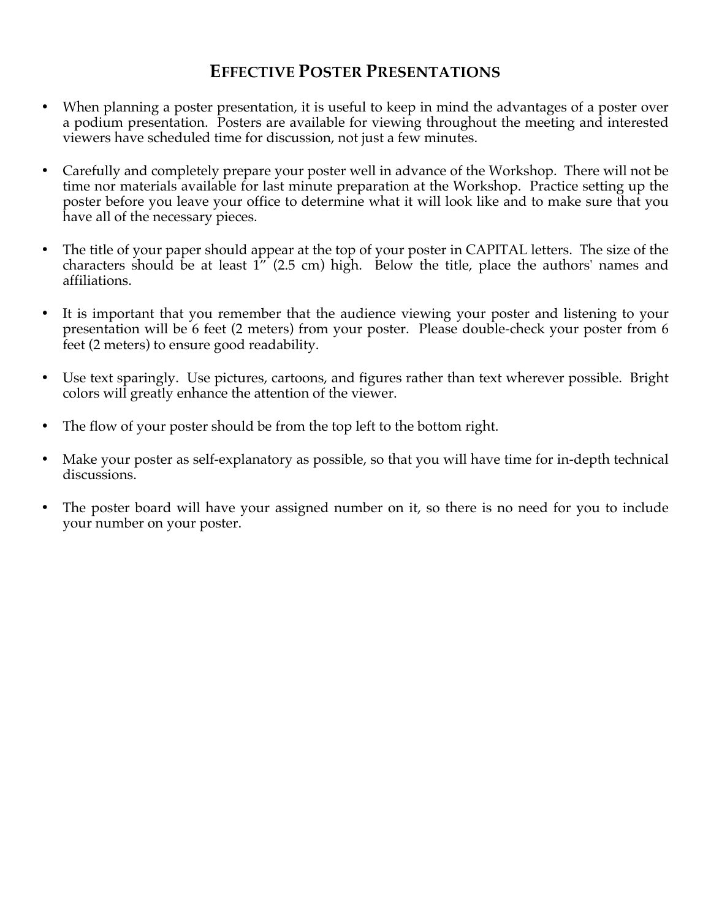# EFFECTIVE POSTER PRESENTATIONS

- When planning a poster presentation, it is useful to keep in mind the advantages of a poster over a podium presentation. Posters are available for viewing throughout the meeting and interested viewers have scheduled time for discussion, not just a few minutes.

- Carefully and completely prepare your poster well in advance of the Workshop. There will not be time nor materials available for last minute preparation at the Workshop. Practice setting up the poster before you leave your office to determine what it will look like and to make sure that you have all of the necessary pieces.

- The title of your paper should appear at the top of your poster in CAPITAL letters. The size of the characters should be at least 1" (2.5 cm) high. Below the title, place the authors' names and affiliations.

- It is important that you remember that the audience viewing your poster and listening to your presentation will be 6 feet (2 meters) from your poster. Please double-check your poster from 6 feet (2 meters) to ensure good readability.

- Use text sparingly. Use pictures, cartoons, and figures rather than text wherever possible. Bright colors will greatly enhance the attention of the viewer.

- The flow of your poster should be from the top left to the bottom right.

- Make your poster as self-explanatory as possible, so that you will have time for in-depth technical discussions.

- The poster board will have your assigned number on it, so there is no need for you to include your number on your poster.